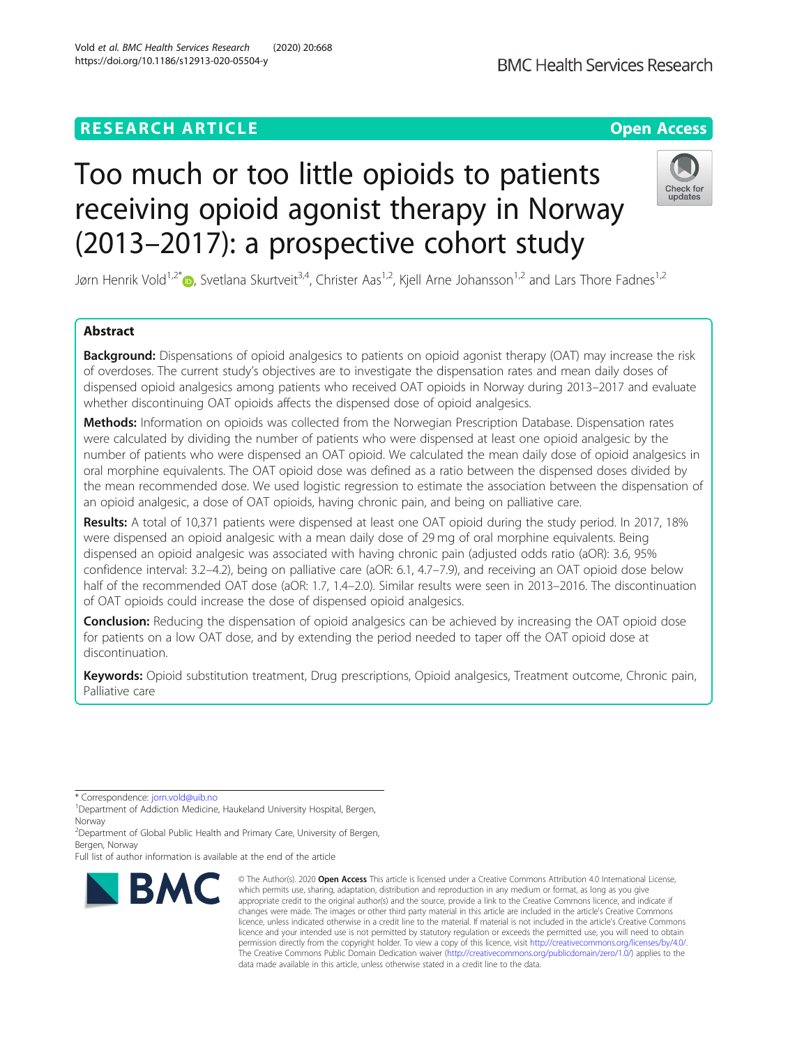RESEARCH ARTICLE

Open Access

# Too much or too little opioids to patients receiving opioid agonist therapy in Norway (2013–2017): a prospective cohort study

Jørn Henrik Vold[1,2*], Svetlana Skurtveit[3,4], Christer Aas[1,2], Kjell Arne Johansson[1,2] and Lars Thore Fadnes[1,2]

## Abstract

**Background:** Dispensations of opioid analgesics to patients on opioid agonist therapy (OAT) may increase the risk of overdoses. The current study's objectives are to investigate the dispensation rates and mean daily doses of dispensed opioid analgesics among patients who received OAT opioids in Norway during 2013–2017 and evaluate whether discontinuing OAT opioids affects the dispensed dose of opioid analgesics.

**Methods:** Information on opioids was collected from the Norwegian Prescription Database. Dispensation rates were calculated by dividing the number of patients who were dispensed at least one opioid analgesic by the number of patients who were dispensed an OAT opioid. We calculated the mean daily dose of opioid analgesics in oral morphine equivalents. The OAT opioid dose was defined as a ratio between the dispensed doses divided by the mean recommended dose. We used logistic regression to estimate the association between the dispensation of an opioid analgesic, a dose of OAT opioids, having chronic pain, and being on palliative care.

**Results:** A total of 10,371 patients were dispensed at least one OAT opioid during the study period. In 2017, 18% were dispensed an opioid analgesic with a mean daily dose of 29 mg of oral morphine equivalents. Being dispensed an opioid analgesic was associated with having chronic pain (adjusted odds ratio (aOR): 3.6, 95% confidence interval: 3.2–4.2), being on palliative care (aOR: 6.1, 4.7–7.9), and receiving an OAT opioid dose below half of the recommended OAT dose (aOR: 1.7, 1.4–2.0). Similar results were seen in 2013–2016. The discontinuation of OAT opioids could increase the dose of dispensed opioid analgesics.

**Conclusion:** Reducing the dispensation of opioid analgesics can be achieved by increasing the OAT opioid dose for patients on a low OAT dose, and by extending the period needed to taper off the OAT opioid dose at discontinuation.

**Keywords:** Opioid substitution treatment, Drug prescriptions, Opioid analgesics, Treatment outcome, Chronic pain, Palliative care

---

\* Correspondence: jorn.vold@uib.no

[1]Department of Addiction Medicine, Haukeland University Hospital, Bergen, Norway

[2]Department of Global Public Health and Primary Care, University of Bergen, Bergen, Norway

Full list of author information is available at the end of the article

© The Author(s). 2020 **Open Access** This article is licensed under a Creative Commons Attribution 4.0 International License, which permits use, sharing, adaptation, distribution and reproduction in any medium or format, as long as you give appropriate credit to the original author(s) and the source, provide a link to the Creative Commons licence, and indicate if changes were made. The images or other third party material in this article are included in the article's Creative Commons licence, unless indicated otherwise in a credit line to the material. If material is not included in the article's Creative Commons licence and your intended use is not permitted by statutory regulation or exceeds the permitted use, you will need to obtain permission directly from the copyright holder. To view a copy of this licence, visit http://creativecommons.org/licenses/by/4.0/. The Creative Commons Public Domain Dedication waiver (http://creativecommons.org/publicdomain/zero/1.0/) applies to the data made available in this article, unless otherwise stated in a credit line to the data.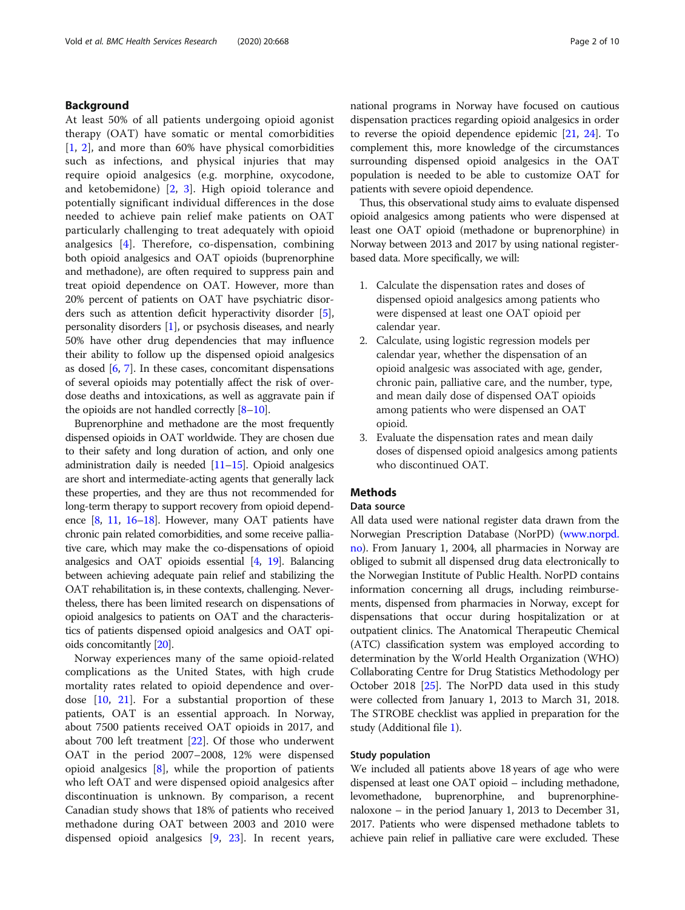## Background

At least 50% of all patients undergoing opioid agonist therapy (OAT) have somatic or mental comorbidities [1, 2], and more than 60% have physical comorbidities such as infections, and physical injuries that may require opioid analgesics (e.g. morphine, oxycodone, and ketobemidone) [2, 3]. High opioid tolerance and potentially significant individual differences in the dose needed to achieve pain relief make patients on OAT particularly challenging to treat adequately with opioid analgesics [4]. Therefore, co-dispensation, combining both opioid analgesics and OAT opioids (buprenorphine and methadone), are often required to suppress pain and treat opioid dependence on OAT. However, more than 20% percent of patients on OAT have psychiatric disorders such as attention deficit hyperactivity disorder [5], personality disorders [1], or psychosis diseases, and nearly 50% have other drug dependencies that may influence their ability to follow up the dispensed opioid analgesics as dosed [6, 7]. In these cases, concomitant dispensations of several opioids may potentially affect the risk of overdose deaths and intoxications, as well as aggravate pain if the opioids are not handled correctly [8–10].

Buprenorphine and methadone are the most frequently dispensed opioids in OAT worldwide. They are chosen due to their safety and long duration of action, and only one administration daily is needed [11–15]. Opioid analgesics are short and intermediate-acting agents that generally lack these properties, and they are thus not recommended for long-term therapy to support recovery from opioid dependence [8, 11, 16–18]. However, many OAT patients have chronic pain related comorbidities, and some receive palliative care, which may make the co-dispensations of opioid analgesics and OAT opioids essential [4, 19]. Balancing between achieving adequate pain relief and stabilizing the OAT rehabilitation is, in these contexts, challenging. Nevertheless, there has been limited research on dispensations of opioid analgesics to patients on OAT and the characteristics of patients dispensed opioid analgesics and OAT opioids concomitantly [20].

Norway experiences many of the same opioid-related complications as the United States, with high crude mortality rates related to opioid dependence and overdose [10, 21]. For a substantial proportion of these patients, OAT is an essential approach. In Norway, about 7500 patients received OAT opioids in 2017, and about 700 left treatment [22]. Of those who underwent OAT in the period 2007–2008, 12% were dispensed opioid analgesics [8], while the proportion of patients who left OAT and were dispensed opioid analgesics after discontinuation is unknown. By comparison, a recent Canadian study shows that 18% of patients who received methadone during OAT between 2003 and 2010 were dispensed opioid analgesics [9, 23]. In recent years, national programs in Norway have focused on cautious dispensation practices regarding opioid analgesics in order to reverse the opioid dependence epidemic [21, 24]. To complement this, more knowledge of the circumstances surrounding dispensed opioid analgesics in the OAT population is needed to be able to customize OAT for patients with severe opioid dependence.

Thus, this observational study aims to evaluate dispensed opioid analgesics among patients who were dispensed at least one OAT opioid (methadone or buprenorphine) in Norway between 2013 and 2017 by using national register-based data. More specifically, we will:

1. Calculate the dispensation rates and doses of dispensed opioid analgesics among patients who were dispensed at least one OAT opioid per calendar year.
2. Calculate, using logistic regression models per calendar year, whether the dispensation of an opioid analgesic was associated with age, gender, chronic pain, palliative care, and the number, type, and mean daily dose of dispensed OAT opioids among patients who were dispensed an OAT opioid.
3. Evaluate the dispensation rates and mean daily doses of dispensed opioid analgesics among patients who discontinued OAT.

## Methods

### Data source

All data used were national register data drawn from the Norwegian Prescription Database (NorPD) (www.norpd.no). From January 1, 2004, all pharmacies in Norway are obliged to submit all dispensed drug data electronically to the Norwegian Institute of Public Health. NorPD contains information concerning all drugs, including reimbursements, dispensed from pharmacies in Norway, except for dispensations that occur during hospitalization or at outpatient clinics. The Anatomical Therapeutic Chemical (ATC) classification system was employed according to determination by the World Health Organization (WHO) Collaborating Centre for Drug Statistics Methodology per October 2018 [25]. The NorPD data used in this study were collected from January 1, 2013 to March 31, 2018. The STROBE checklist was applied in preparation for the study (Additional file 1).

### Study population

We included all patients above 18 years of age who were dispensed at least one OAT opioid – including methadone, levomethadone, buprenorphine, and buprenorphine-naloxone – in the period January 1, 2013 to December 31, 2017. Patients who were dispensed methadone tablets to achieve pain relief in palliative care were excluded. These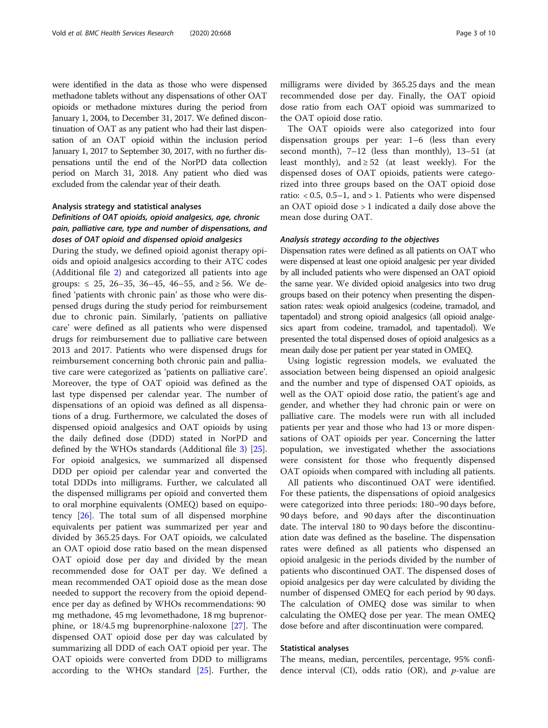were identified in the data as those who were dispensed methadone tablets without any dispensations of other OAT opioids or methadone mixtures during the period from January 1, 2004, to December 31, 2017. We defined discontinuation of OAT as any patient who had their last dispensation of an OAT opioid within the inclusion period January 1, 2017 to September 30, 2017, with no further dispensations until the end of the NorPD data collection period on March 31, 2018. Any patient who died was excluded from the calendar year of their death.

### Analysis strategy and statistical analyses

#### *Definitions of OAT opioids, opioid analgesics, age, chronic pain, palliative care, type and number of dispensations, and doses of OAT opioid and dispensed opioid analgesics*

During the study, we defined opioid agonist therapy opioids and opioid analgesics according to their ATC codes (Additional file 2) and categorized all patients into age groups: ≤ 25, 26–35, 36–45, 46–55, and ≥ 56. We defined 'patients with chronic pain' as those who were dispensed drugs during the study period for reimbursement due to chronic pain. Similarly, 'patients on palliative care' were defined as all patients who were dispensed drugs for reimbursement due to palliative care between 2013 and 2017. Patients who were dispensed drugs for reimbursement concerning both chronic pain and palliative care were categorized as 'patients on palliative care'. Moreover, the type of OAT opioid was defined as the last type dispensed per calendar year. The number of dispensations of an opioid was defined as all dispensations of a drug. Furthermore, we calculated the doses of dispensed opioid analgesics and OAT opioids by using the daily defined dose (DDD) stated in NorPD and defined by the WHOs standards (Additional file 3) [25]. For opioid analgesics, we summarized all dispensed DDD per opioid per calendar year and converted the total DDDs into milligrams. Further, we calculated all the dispensed milligrams per opioid and converted them to oral morphine equivalents (OMEQ) based on equipotency [26]. The total sum of all dispensed morphine equivalents per patient was summarized per year and divided by 365.25 days. For OAT opioids, we calculated an OAT opioid dose ratio based on the mean dispensed OAT opioid dose per day and divided by the mean recommended dose for OAT per day. We defined a mean recommended OAT opioid dose as the mean dose needed to support the recovery from the opioid dependence per day as defined by WHOs recommendations: 90 mg methadone, 45 mg levomethadone, 18 mg buprenorphine, or 18/4.5 mg buprenorphine-naloxone [27]. The dispensed OAT opioid dose per day was calculated by summarizing all DDD of each OAT opioid per year. The OAT opioids were converted from DDD to milligrams according to the WHOs standard [25]. Further, the milligrams were divided by 365.25 days and the mean recommended dose per day. Finally, the OAT opioid dose ratio from each OAT opioid was summarized to the OAT opioid dose ratio.

The OAT opioids were also categorized into four dispensation groups per year: 1–6 (less than every second month), 7–12 (less than monthly), 13–51 (at least monthly), and ≥ 52 (at least weekly). For the dispensed doses of OAT opioids, patients were categorized into three groups based on the OAT opioid dose ratio: < 0.5, 0.5–1, and > 1. Patients who were dispensed an OAT opioid dose > 1 indicated a daily dose above the mean dose during OAT.

#### *Analysis strategy according to the objectives*

Dispensation rates were defined as all patients on OAT who were dispensed at least one opioid analgesic per year divided by all included patients who were dispensed an OAT opioid the same year. We divided opioid analgesics into two drug groups based on their potency when presenting the dispensation rates: weak opioid analgesics (codeine, tramadol, and tapentadol) and strong opioid analgesics (all opioid analgesics apart from codeine, tramadol, and tapentadol). We presented the total dispensed doses of opioid analgesics as a mean daily dose per patient per year stated in OMEQ.

Using logistic regression models, we evaluated the association between being dispensed an opioid analgesic and the number and type of dispensed OAT opioids, as well as the OAT opioid dose ratio, the patient's age and gender, and whether they had chronic pain or were on palliative care. The models were run with all included patients per year and those who had 13 or more dispensations of OAT opioids per year. Concerning the latter population, we investigated whether the associations were consistent for those who frequently dispensed OAT opioids when compared with including all patients.

All patients who discontinued OAT were identified. For these patients, the dispensations of opioid analgesics were categorized into three periods: 180–90 days before, 90 days before, and 90 days after the discontinuation date. The interval 180 to 90 days before the discontinuation date was defined as the baseline. The dispensation rates were defined as all patients who dispensed an opioid analgesic in the periods divided by the number of patients who discontinued OAT. The dispensed doses of opioid analgesics per day were calculated by dividing the number of dispensed OMEQ for each period by 90 days. The calculation of OMEQ dose was similar to when calculating the OMEQ dose per year. The mean OMEQ dose before and after discontinuation were compared.

### Statistical analyses

The means, median, percentiles, percentage, 95% confidence interval (CI), odds ratio (OR), and *p*-value are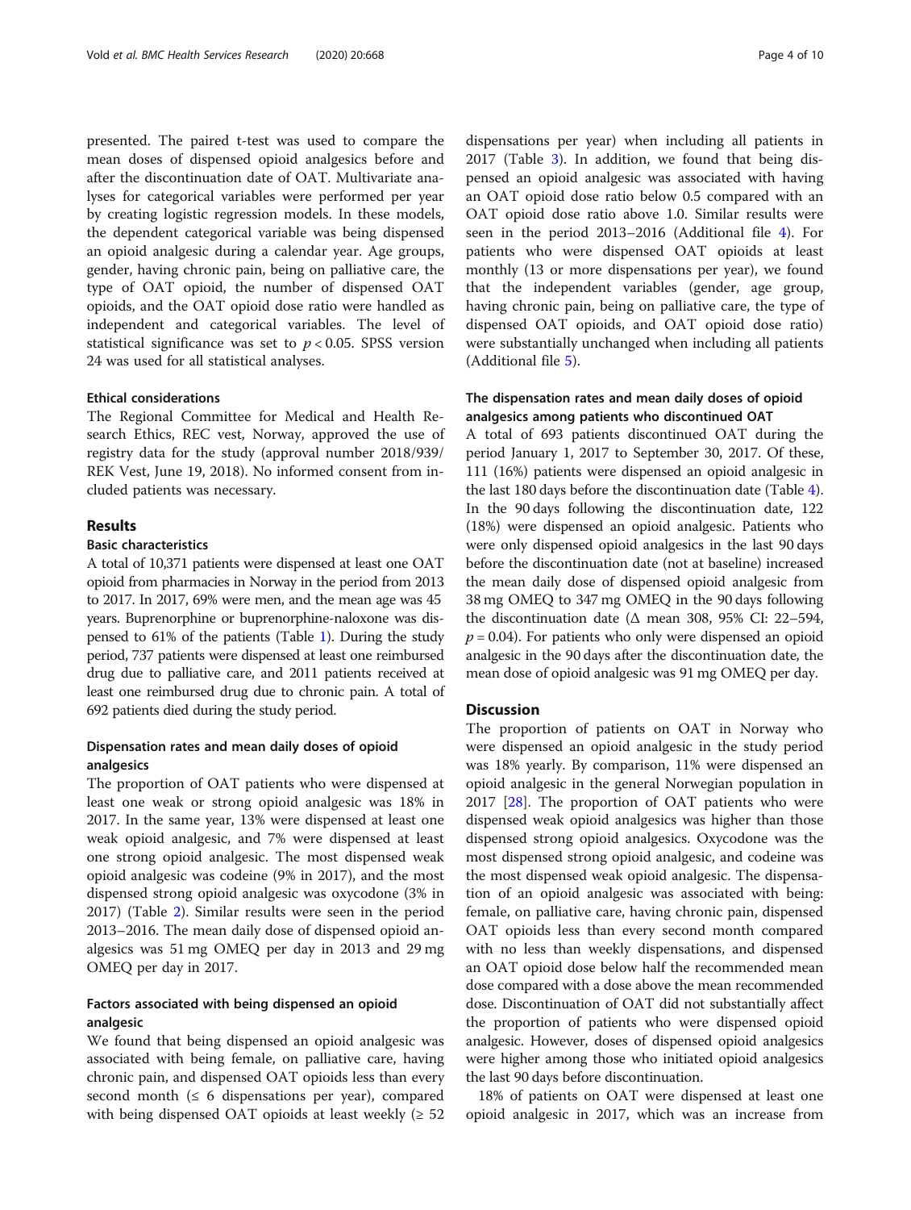presented. The paired t-test was used to compare the mean doses of dispensed opioid analgesics before and after the discontinuation date of OAT. Multivariate analyses for categorical variables were performed per year by creating logistic regression models. In these models, the dependent categorical variable was being dispensed an opioid analgesic during a calendar year. Age groups, gender, having chronic pain, being on palliative care, the type of OAT opioid, the number of dispensed OAT opioids, and the OAT opioid dose ratio were handled as independent and categorical variables. The level of statistical significance was set to $p < 0.05$. SPSS version 24 was used for all statistical analyses.

#### Ethical considerations

The Regional Committee for Medical and Health Research Ethics, REC vest, Norway, approved the use of registry data for the study (approval number 2018/939/REK Vest, June 19, 2018). No informed consent from included patients was necessary.

## Results

### Basic characteristics

A total of 10,371 patients were dispensed at least one OAT opioid from pharmacies in Norway in the period from 2013 to 2017. In 2017, 69% were men, and the mean age was 45 years. Buprenorphine or buprenorphine-naloxone was dispensed to 61% of the patients (Table 1). During the study period, 737 patients were dispensed at least one reimbursed drug due to palliative care, and 2011 patients received at least one reimbursed drug due to chronic pain. A total of 692 patients died during the study period.

### Dispensation rates and mean daily doses of opioid analgesics

The proportion of OAT patients who were dispensed at least one weak or strong opioid analgesic was 18% in 2017. In the same year, 13% were dispensed at least one weak opioid analgesic, and 7% were dispensed at least one strong opioid analgesic. The most dispensed weak opioid analgesic was codeine (9% in 2017), and the most dispensed strong opioid analgesic was oxycodone (3% in 2017) (Table 2). Similar results were seen in the period 2013–2016. The mean daily dose of dispensed opioid analgesics was 51 mg OMEQ per day in 2013 and 29 mg OMEQ per day in 2017.

### Factors associated with being dispensed an opioid analgesic

We found that being dispensed an opioid analgesic was associated with being female, on palliative care, having chronic pain, and dispensed OAT opioids less than every second month (≤ 6 dispensations per year), compared with being dispensed OAT opioids at least weekly (≥ 52 dispensations per year) when including all patients in 2017 (Table 3). In addition, we found that being dispensed an opioid analgesic was associated with having an OAT opioid dose ratio below 0.5 compared with an OAT opioid dose ratio above 1.0. Similar results were seen in the period 2013–2016 (Additional file 4). For patients who were dispensed OAT opioids at least monthly (13 or more dispensations per year), we found that the independent variables (gender, age group, having chronic pain, being on palliative care, the type of dispensed OAT opioids, and OAT opioid dose ratio) were substantially unchanged when including all patients (Additional file 5).

### The dispensation rates and mean daily doses of opioid analgesics among patients who discontinued OAT

A total of 693 patients discontinued OAT during the period January 1, 2017 to September 30, 2017. Of these, 111 (16%) patients were dispensed an opioid analgesic in the last 180 days before the discontinuation date (Table 4). In the 90 days following the discontinuation date, 122 (18%) were dispensed an opioid analgesic. Patients who were only dispensed opioid analgesics in the last 90 days before the discontinuation date (not at baseline) increased the mean daily dose of dispensed opioid analgesic from 38 mg OMEQ to 347 mg OMEQ in the 90 days following the discontinuation date (Δ mean 308, 95% CI: 22–594, $p = 0.04$). For patients who only were dispensed an opioid analgesic in the 90 days after the discontinuation date, the mean dose of opioid analgesic was 91 mg OMEQ per day.

## Discussion

The proportion of patients on OAT in Norway who were dispensed an opioid analgesic in the study period was 18% yearly. By comparison, 11% were dispensed an opioid analgesic in the general Norwegian population in 2017 [28]. The proportion of OAT patients who were dispensed weak opioid analgesics was higher than those dispensed strong opioid analgesics. Oxycodone was the most dispensed strong opioid analgesic, and codeine was the most dispensed weak opioid analgesic. The dispensation of an opioid analgesic was associated with being: female, on palliative care, having chronic pain, dispensed OAT opioids less than every second month compared with no less than weekly dispensations, and dispensed an OAT opioid dose below half the recommended mean dose compared with a dose above the mean recommended dose. Discontinuation of OAT did not substantially affect the proportion of patients who were dispensed opioid analgesic. However, doses of dispensed opioid analgesics were higher among those who initiated opioid analgesics the last 90 days before discontinuation.

18% of patients on OAT were dispensed at least one opioid analgesic in 2017, which was an increase from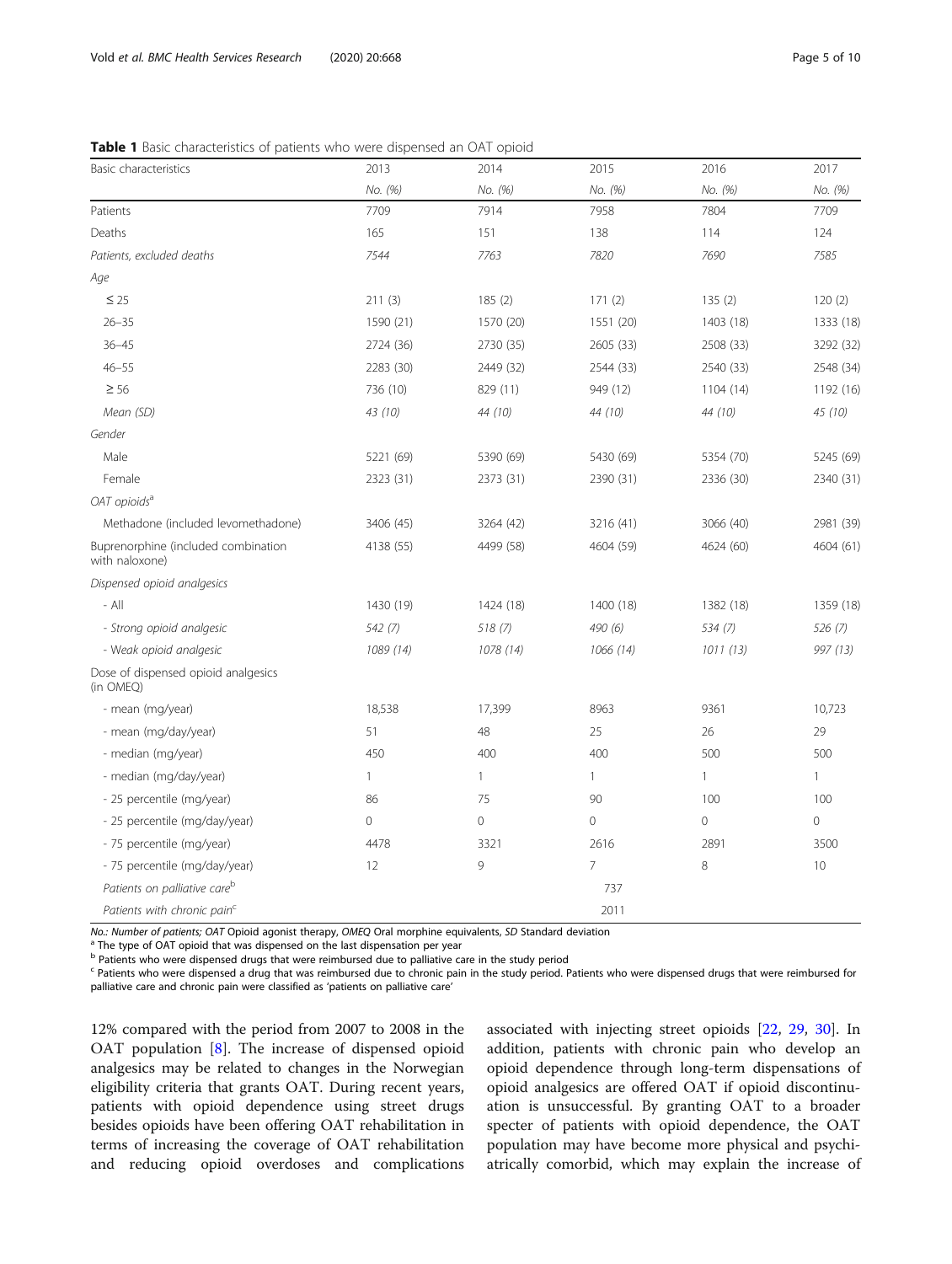**Table 1** Basic characteristics of patients who were dispensed an OAT opioid

| Basic characteristics | 2013 | 2014 | 2015 | 2016 | 2017 |
|---|---|---|---|---|---|
| | *No. (%)* | *No. (%)* | *No. (%)* | *No. (%)* | *No. (%)* |
| Patients | 7709 | 7914 | 7958 | 7804 | 7709 |
| Deaths | 165 | 151 | 138 | 114 | 124 |
| *Patients, excluded deaths* | *7544* | *7763* | *7820* | *7690* | *7585* |
| *Age* | | | | | |
| ≤ 25 | 211 (3) | 185 (2) | 171 (2) | 135 (2) | 120 (2) |
| 26–35 | 1590 (21) | 1570 (20) | 1551 (20) | 1403 (18) | 1333 (18) |
| 36–45 | 2724 (36) | 2730 (35) | 2605 (33) | 2508 (33) | 3292 (32) |
| 46–55 | 2283 (30) | 2449 (32) | 2544 (33) | 2540 (33) | 2548 (34) |
| ≥ 56 | 736 (10) | 829 (11) | 949 (12) | 1104 (14) | 1192 (16) |
| *Mean (SD)* | *43 (10)* | *44 (10)* | *44 (10)* | *44 (10)* | *45 (10)* |
| *Gender* | | | | | |
| Male | 5221 (69) | 5390 (69) | 5430 (69) | 5354 (70) | 5245 (69) |
| Female | 2323 (31) | 2373 (31) | 2390 (31) | 2336 (30) | 2340 (31) |
| *OAT opioids*[a] | | | | | |
| Methadone (included levomethadone) | 3406 (45) | 3264 (42) | 3216 (41) | 3066 (40) | 2981 (39) |
| Buprenorphine (included combination with naloxone) | 4138 (55) | 4499 (58) | 4604 (59) | 4624 (60) | 4604 (61) |
| *Dispensed opioid analgesics* | | | | | |
| - All | 1430 (19) | 1424 (18) | 1400 (18) | 1382 (18) | 1359 (18) |
| *- Strong opioid analgesic* | *542 (7)* | *518 (7)* | *490 (6)* | *534 (7)* | *526 (7)* |
| *- Weak opioid analgesic* | *1089 (14)* | *1078 (14)* | *1066 (14)* | *1011 (13)* | *997 (13)* |
| Dose of dispensed opioid analgesics (in OMEQ) | | | | | |
| - mean (mg/year) | 18,538 | 17,399 | 8963 | 9361 | 10,723 |
| - mean (mg/day/year) | 51 | 48 | 25 | 26 | 29 |
| - median (mg/year) | 450 | 400 | 400 | 500 | 500 |
| - median (mg/day/year) | 1 | 1 | 1 | 1 | 1 |
| - 25 percentile (mg/year) | 86 | 75 | 90 | 100 | 100 |
| - 25 percentile (mg/day/year) | 0 | 0 | 0 | 0 | 0 |
| - 75 percentile (mg/year) | 4478 | 3321 | 2616 | 2891 | 3500 |
| - 75 percentile (mg/day/year) | 12 | 9 | 7 | 8 | 10 |
| *Patients on palliative care*[b] | | | 737 | | |
| *Patients with chronic pain*[c] | | | 2011 | | |

*No.: Number of patients; OAT Opioid agonist therapy, OMEQ Oral morphine equivalents, SD Standard deviation*
[a] The type of OAT opioid that was dispensed on the last dispensation per year
[b] Patients who were dispensed drugs that were reimbursed due to palliative care in the study period
[c] Patients who were dispensed a drug that was reimbursed due to chronic pain in the study period. Patients who were dispensed drugs that were reimbursed for palliative care and chronic pain were classified as 'patients on palliative care'

12% compared with the period from 2007 to 2008 in the OAT population [8]. The increase of dispensed opioid analgesics may be related to changes in the Norwegian eligibility criteria that grants OAT. During recent years, patients with opioid dependence using street drugs besides opioids have been offering OAT rehabilitation in terms of increasing the coverage of OAT rehabilitation and reducing opioid overdoses and complications associated with injecting street opioids [22, 29, 30]. In addition, patients with chronic pain who develop an opioid dependence through long-term dispensations of opioid analgesics are offered OAT if opioid discontinuation is unsuccessful. By granting OAT to a broader specter of patients with opioid dependence, the OAT population may have become more physical and psychiatrically comorbid, which may explain the increase of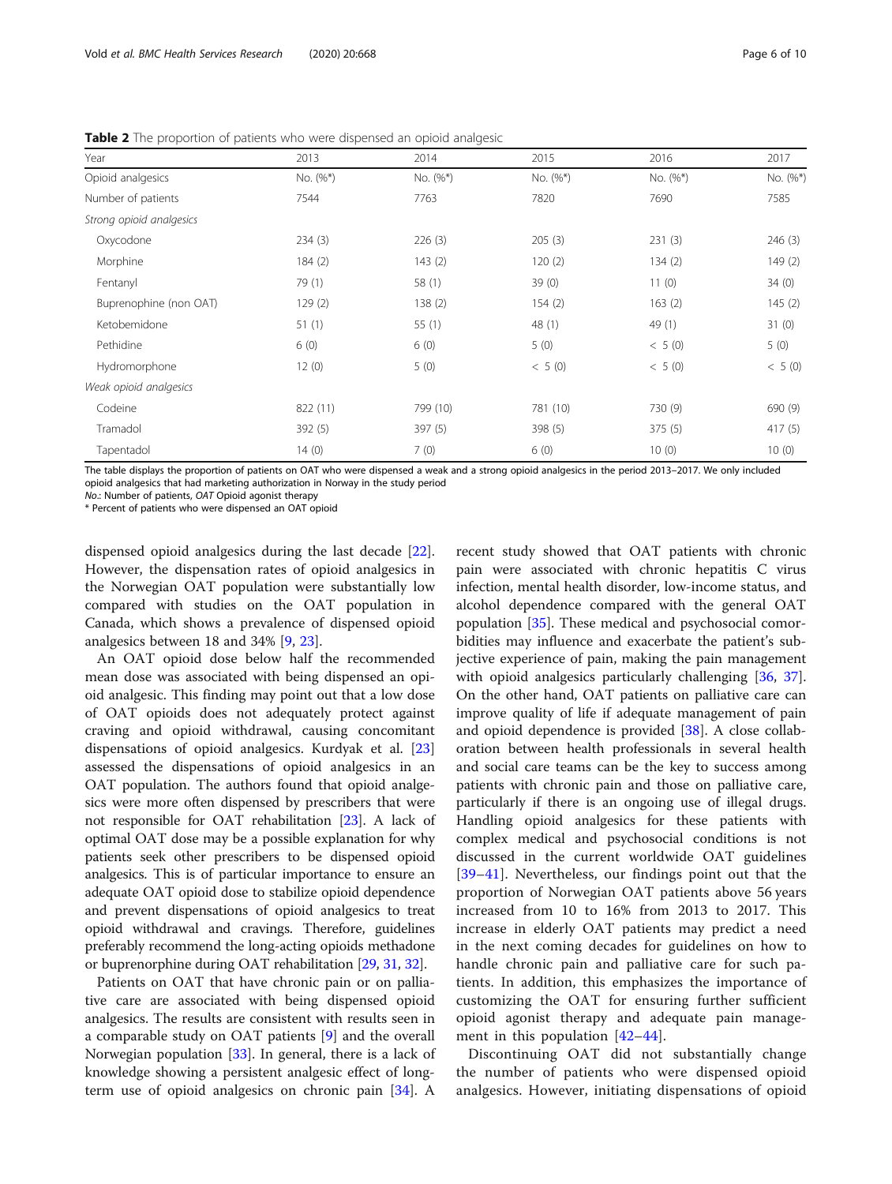**Table 2** The proportion of patients who were dispensed an opioid analgesic

| Year | 2013 | 2014 | 2015 | 2016 | 2017 |
|---|---|---|---|---|---|
| Opioid analgesics | No. (%*) | No. (%*) | No. (%*) | No. (%*) | No. (%*) |
| Number of patients | 7544 | 7763 | 7820 | 7690 | 7585 |
| *Strong opioid analgesics* | | | | | |
| Oxycodone | 234 (3) | 226 (3) | 205 (3) | 231 (3) | 246 (3) |
| Morphine | 184 (2) | 143 (2) | 120 (2) | 134 (2) | 149 (2) |
| Fentanyl | 79 (1) | 58 (1) | 39 (0) | 11 (0) | 34 (0) |
| Buprenophine (non OAT) | 129 (2) | 138 (2) | 154 (2) | 163 (2) | 145 (2) |
| Ketobemidone | 51 (1) | 55 (1) | 48 (1) | 49 (1) | 31 (0) |
| Pethidine | 6 (0) | 6 (0) | 5 (0) | < 5 (0) | 5 (0) |
| Hydromorphone | 12 (0) | 5 (0) | < 5 (0) | < 5 (0) | < 5 (0) |
| *Weak opioid analgesics* | | | | | |
| Codeine | 822 (11) | 799 (10) | 781 (10) | 730 (9) | 690 (9) |
| Tramadol | 392 (5) | 397 (5) | 398 (5) | 375 (5) | 417 (5) |
| Tapentadol | 14 (0) | 7 (0) | 6 (0) | 10 (0) | 10 (0) |

The table displays the proportion of patients on OAT who were dispensed a weak and a strong opioid analgesics in the period 2013–2017. We only included opioid analgesics that had marketing authorization in Norway in the study period

*No.*: Number of patients, *OAT* Opioid agonist therapy

* Percent of patients who were dispensed an OAT opioid

dispensed opioid analgesics during the last decade [22]. However, the dispensation rates of opioid analgesics in the Norwegian OAT population were substantially low compared with studies on the OAT population in Canada, which shows a prevalence of dispensed opioid analgesics between 18 and 34% [9, 23].

An OAT opioid dose below half the recommended mean dose was associated with being dispensed an opioid analgesic. This finding may point out that a low dose of OAT opioids does not adequately protect against craving and opioid withdrawal, causing concomitant dispensations of opioid analgesics. Kurdyak et al. [23] assessed the dispensations of opioid analgesics in an OAT population. The authors found that opioid analgesics were more often dispensed by prescribers that were not responsible for OAT rehabilitation [23]. A lack of optimal OAT dose may be a possible explanation for why patients seek other prescribers to be dispensed opioid analgesics. This is of particular importance to ensure an adequate OAT opioid dose to stabilize opioid dependence and prevent dispensations of opioid analgesics to treat opioid withdrawal and cravings. Therefore, guidelines preferably recommend the long-acting opioids methadone or buprenorphine during OAT rehabilitation [29, 31, 32].

Patients on OAT that have chronic pain or on palliative care are associated with being dispensed opioid analgesics. The results are consistent with results seen in a comparable study on OAT patients [9] and the overall Norwegian population [33]. In general, there is a lack of knowledge showing a persistent analgesic effect of long-term use of opioid analgesics on chronic pain [34]. A recent study showed that OAT patients with chronic pain were associated with chronic hepatitis C virus infection, mental health disorder, low-income status, and alcohol dependence compared with the general OAT population [35]. These medical and psychosocial comorbidities may influence and exacerbate the patient's subjective experience of pain, making the pain management with opioid analgesics particularly challenging [36, 37]. On the other hand, OAT patients on palliative care can improve quality of life if adequate management of pain and opioid dependence is provided [38]. A close collaboration between health professionals in several health and social care teams can be the key to success among patients with chronic pain and those on palliative care, particularly if there is an ongoing use of illegal drugs. Handling opioid analgesics for these patients with complex medical and psychosocial conditions is not discussed in the current worldwide OAT guidelines [39–41]. Nevertheless, our findings point out that the proportion of Norwegian OAT patients above 56 years increased from 10 to 16% from 2013 to 2017. This increase in elderly OAT patients may predict a need in the next coming decades for guidelines on how to handle chronic pain and palliative care for such patients. In addition, this emphasizes the importance of customizing the OAT for ensuring further sufficient opioid agonist therapy and adequate pain management in this population [42–44].

Discontinuing OAT did not substantially change the number of patients who were dispensed opioid analgesics. However, initiating dispensations of opioid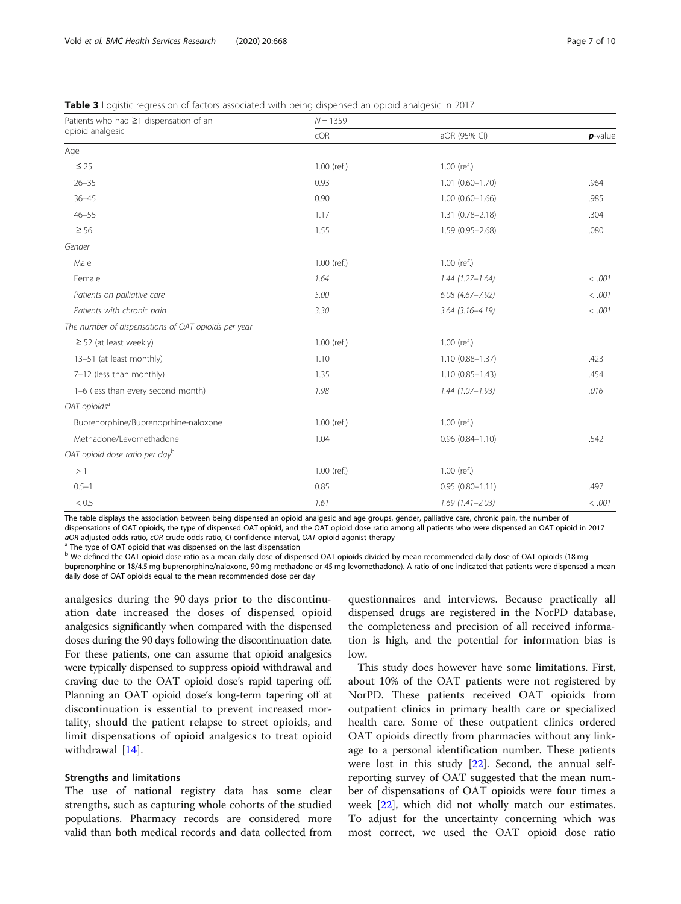**Table 3** Logistic regression of factors associated with being dispensed an opioid analgesic in 2017

| Patients who had ≥1 dispensation of an opioid analgesic | N = 1359 | | |
|---|---|---|---|
| | cOR | aOR (95% CI) | **p**-value |
| Age | | | |
| ≤ 25 | 1.00 (ref.) | 1.00 (ref.) | |
| 26–35 | 0.93 | 1.01 (0.60–1.70) | .964 |
| 36–45 | 0.90 | 1.00 (0.60–1.66) | .985 |
| 46–55 | 1.17 | 1.31 (0.78–2.18) | .304 |
| ≥ 56 | 1.55 | 1.59 (0.95–2.68) | .080 |
| *Gender* | | | |
| Male | 1.00 (ref.) | 1.00 (ref.) | |
| *Female* | *1.64* | *1.44 (1.27–1.64)* | *< .001* |
| *Patients on palliative care* | *5.00* | *6.08 (4.67–7.92)* | *< .001* |
| *Patients with chronic pain* | *3.30* | *3.64 (3.16–4.19)* | *< .001* |
| *The number of dispensations of OAT opioids per year* | | | |
| ≥ 52 (at least weekly) | 1.00 (ref.) | 1.00 (ref.) | |
| 13–51 (at least monthly) | 1.10 | 1.10 (0.88–1.37) | .423 |
| 7–12 (less than monthly) | 1.35 | 1.10 (0.85–1.43) | .454 |
| 1–6 (less than every second month) | *1.98* | *1.44 (1.07–1.93)* | *.016* |
| *OAT opioids*[a] | | | |
| Buprenorphine/Buprenoprhine-naloxone | 1.00 (ref.) | 1.00 (ref.) | |
| Methadone/Levomethadone | 1.04 | 0.96 (0.84–1.10) | .542 |
| *OAT opioid dose ratio per day*[b] | | | |
| > 1 | 1.00 (ref.) | 1.00 (ref.) | |
| 0.5–1 | 0.85 | 0.95 (0.80–1.11) | .497 |
| < 0.5 | *1.61* | *1.69 (1.41–2.03)* | *< .001* |

The table displays the association between being dispensed an opioid analgesic and age groups, gender, palliative care, chronic pain, the number of dispensations of OAT opioids, the type of dispensed OAT opioid, and the OAT opioid dose ratio among all patients who were dispensed an OAT opioid in 2017

*aOR* adjusted odds ratio, *cOR* crude odds ratio, *CI* confidence interval, *OAT* opioid agonist therapy

[a] The type of OAT opioid that was dispensed on the last dispensation

[b] We defined the OAT opioid dose ratio as a mean daily dose of dispensed OAT opioids divided by mean recommended daily dose of OAT opioids (18 mg buprenorphine or 18/4.5 mg buprenorphine/naloxone, 90 mg methadone or 45 mg levomethadone). A ratio of one indicated that patients were dispensed a mean daily dose of OAT opioids equal to the mean recommended dose per day

analgesics during the 90 days prior to the discontinuation date increased the doses of dispensed opioid analgesics significantly when compared with the dispensed doses during the 90 days following the discontinuation date. For these patients, one can assume that opioid analgesics were typically dispensed to suppress opioid withdrawal and craving due to the OAT opioid dose's rapid tapering off. Planning an OAT opioid dose's long-term tapering off at discontinuation is essential to prevent increased mortality, should the patient relapse to street opioids, and limit dispensations of opioid analgesics to treat opioid withdrawal [14].

## Strengths and limitations

The use of national registry data has some clear strengths, such as capturing whole cohorts of the studied populations. Pharmacy records are considered more valid than both medical records and data collected from questionnaires and interviews. Because practically all dispensed drugs are registered in the NorPD database, the completeness and precision of all received information is high, and the potential for information bias is low.

This study does however have some limitations. First, about 10% of the OAT patients were not registered by NorPD. These patients received OAT opioids from outpatient clinics in primary health care or specialized health care. Some of these outpatient clinics ordered OAT opioids directly from pharmacies without any linkage to a personal identification number. These patients were lost in this study [22]. Second, the annual self-reporting survey of OAT suggested that the mean number of dispensations of OAT opioids were four times a week [22], which did not wholly match our estimates. To adjust for the uncertainty concerning which was most correct, we used the OAT opioid dose ratio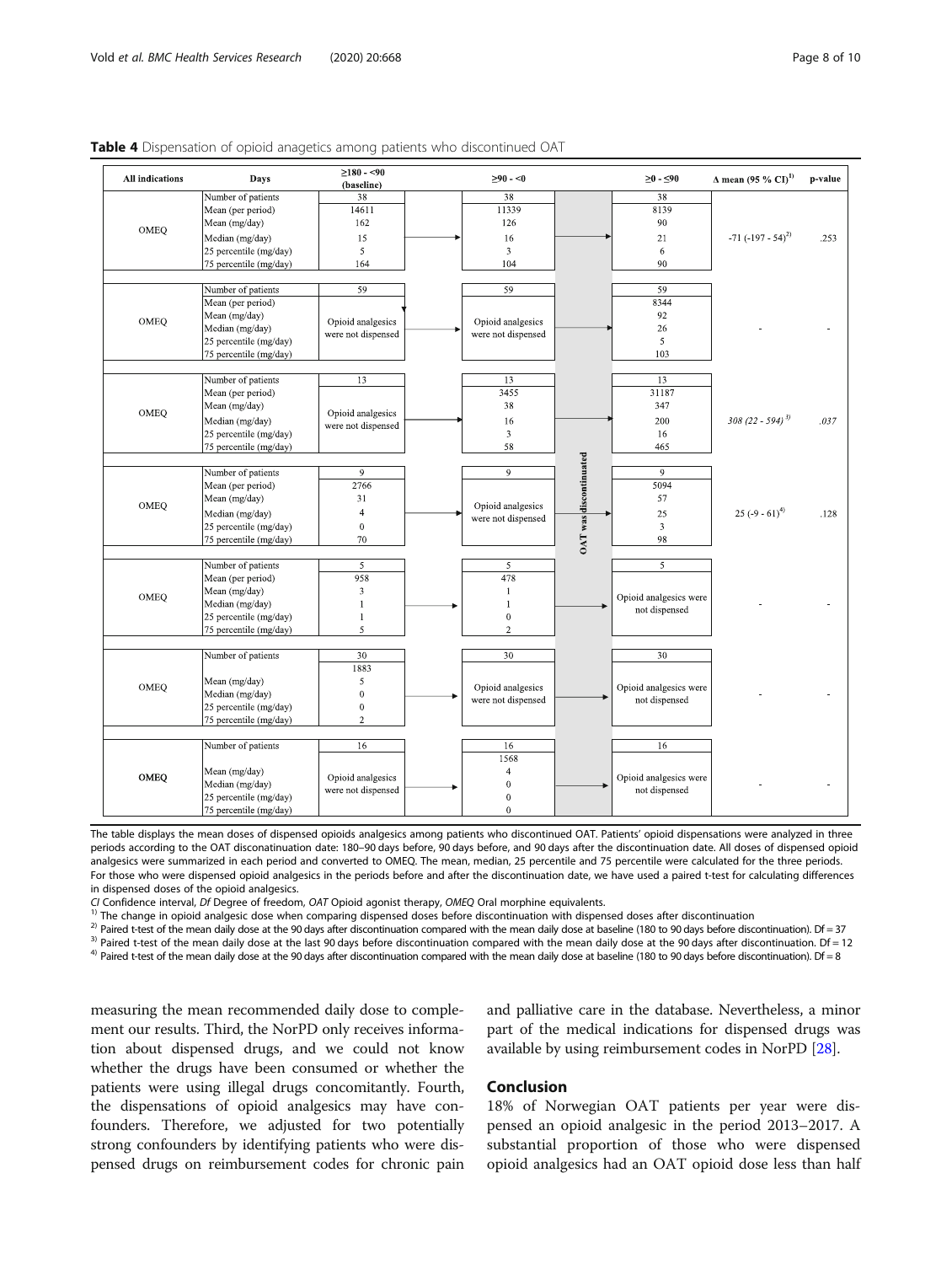**Table 4** Dispensation of opioid anagetics among patients who discontinued OAT

| All indications | Days | ≥180 - <90 (baseline) | ≥90 - <0 | | ≥0 - ≤90 | Δ mean (95 % CI)[1] | p-value |
|---|---|---|---|---|---|---|---|
| OMEQ | Number of patients | 38 | 38 | OAT was discontinuated | 38 | -71 (-197 - 54)[2] | .253 |
| | Mean (per period) | 14611 | 11339 | | 8139 | | |
| | Mean (mg/day) | 162 | 126 | | 90 | | |
| | Median (mg/day) | 15 | 16 | | 21 | | |
| | 25 percentile (mg/day) | 5 | 3 | | 6 | | |
| | 75 percentile (mg/day) | 164 | 104 | | 90 | | |
| OMEQ | Number of patients | 59 | 59 | | 59 | - | - |
| | Mean (per period) | Opioid analgesics were not dispensed | Opioid analgesics were not dispensed | | 8344 | | |
| | Mean (mg/day) | | | | 92 | | |
| | Median (mg/day) | | | | 26 | | |
| | 25 percentile (mg/day) | | | | 5 | | |
| | 75 percentile (mg/day) | | | | 103 | | |
| OMEQ | Number of patients | 13 | 13 | | 13 | *308 (22 - 594)*[3] | *.037* |
| | Mean (per period) | Opioid analgesics were not dispensed | 3455 | | 31187 | | |
| | Mean (mg/day) | | 38 | | 347 | | |
| | Median (mg/day) | | 16 | | 200 | | |
| | 25 percentile (mg/day) | | 3 | | 16 | | |
| | 75 percentile (mg/day) | | 58 | | 465 | | |
| OMEQ | Number of patients | 9 | 9 | | 9 | 25 (-9 - 61)[4] | .128 |
| | Mean (per period) | 2766 | Opioid analgesics were not dispensed | | 5094 | | |
| | Mean (mg/day) | 31 | | | 57 | | |
| | Median (mg/day) | 4 | | | 25 | | |
| | 25 percentile (mg/day) | 0 | | | 3 | | |
| | 75 percentile (mg/day) | 70 | | | 98 | | |
| OMEQ | Number of patients | 5 | 5 | | 5 | - | - |
| | Mean (per period) | 958 | 478 | | Opioid analgesics were not dispensed | | |
| | Mean (mg/day) | 3 | 1 | | | | |
| | Median (mg/day) | 1 | 1 | | | | |
| | 25 percentile (mg/day) | 1 | 0 | | | | |
| | 75 percentile (mg/day) | 5 | 2 | | | | |
| OMEQ | Number of patients | 30 | 30 | | 30 | - | - |
| | | 1883 | Opioid analgesics were not dispensed | | Opioid analgesics were not dispensed | | |
| | Mean (mg/day) | 5 | | | | | |
| | Median (mg/day) | 0 | | | | | |
| | 25 percentile (mg/day) | 0 | | | | | |
| | 75 percentile (mg/day) | 2 | | | | | |
| **OMEQ** | Number of patients | 16 | 16 | | 16 | - | - |
| | | Opioid analgesics were not dispensed | 1568 | | Opioid analgesics were not dispensed | | |
| | Mean (mg/day) | | 4 | | | | |
| | Median (mg/day) | | 0 | | | | |
| | 25 percentile (mg/day) | | 0 | | | | |
| | 75 percentile (mg/day) | | 0 | | | | |

The table displays the mean doses of dispensed opioids analgesics among patients who discontinued OAT. Patients' opioid dispensations were analyzed in three periods according to the OAT discontinuation date: 180–90 days before, 90 days before, and 90 days after the discontinuation date. All doses of dispensed opioid analgesics were summarized in each period and converted to OMEQ. The mean, median, 25 percentile and 75 percentile were calculated for the three periods. For those who were dispensed opioid analgesics in the periods before and after the discontinuation date, we have used a paired t-test for calculating differences in dispensed doses of the opioid analgesics.

*CI* Confidence interval, *Df* Degree of freedom, *OAT* Opioid agonist therapy, *OMEQ* Oral morphine equivalents.

[1] The change in opioid analgesic dose when comparing dispensed doses before discontinuation with dispensed doses after discontinuation

[2] Paired t-test of the mean daily dose at the 90 days after discontinuation compared with the mean daily dose at baseline (180 to 90 days before discontinuation). Df = 37

[3] Paired t-test of the mean daily dose at the last 90 days before discontinuation compared with the mean daily dose at the 90 days after discontinuation. Df = 12

[4] Paired t-test of the mean daily dose at the 90 days after discontinuation compared with the mean daily dose at baseline (180 to 90 days before discontinuation). Df = 8

measuring the mean recommended daily dose to complement our results. Third, the NorPD only receives information about dispensed drugs, and we could not know whether the drugs have been consumed or whether the patients were using illegal drugs concomitantly. Fourth, the dispensations of opioid analgesics may have confounders. Therefore, we adjusted for two potentially strong confounders by identifying patients who were dispensed drugs on reimbursement codes for chronic pain and palliative care in the database. Nevertheless, a minor part of the medical indications for dispensed drugs was available by using reimbursement codes in NorPD [28].

## Conclusion

18% of Norwegian OAT patients per year were dispensed an opioid analgesic in the period 2013–2017. A substantial proportion of those who were dispensed opioid analgesics had an OAT opioid dose less than half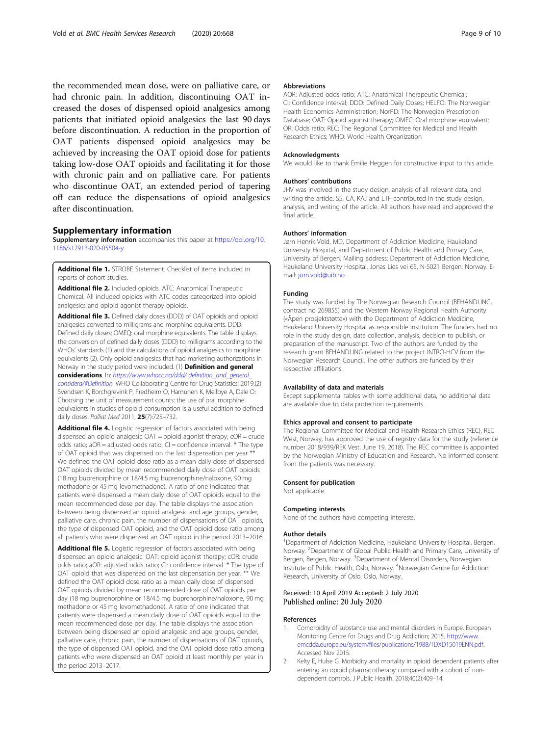the recommended mean dose, were on palliative care, or had chronic pain. In addition, discontinuing OAT increased the doses of dispensed opioid analgesics among patients that initiated opioid analgesics the last 90 days before discontinuation. A reduction in the proportion of OAT patients dispensed opioid analgesics may be achieved by increasing the OAT opioid dose for patients taking low-dose OAT opioids and facilitating it for those with chronic pain and on palliative care. For patients who discontinue OAT, an extended period of tapering off can reduce the dispensations of opioid analgesics after discontinuation.

## Supplementary information

**Supplementary information** accompanies this paper at https://doi.org/10.1186/s12913-020-05504-y.

**Additional file 1.** STROBE Statement. Checklist of items included in reports of cohort studies.

**Additional file 2.** Included opioids. ATC: Anatomical Therapeutic Chemical. All included opioids with ATC codes categorized into opioid analgesics and opioid agonist therapy opioids.

**Additional file 3.** Defined daily doses (DDD) of OAT opioids and opioid analgesics converted to milligrams and morphine equivalents. DDD: Defined daily doses; OMEQ: oral morphine equivalents. The table displays the conversion of defined daily doses (DDD) to milligrams according to the WHOs' standards (1) and the calculations of opioid analgesics to morphine equivalents (2). Only opioid analgesics that had marketing authorizations in Norway in the study period were included. (1) **Definition and general considerations**. In: *https://www.whocc.no/ddd/ definition_and_general_considera/#Definition*. WHO Collaborating Centre for Drug Statistics; 2019.(2) Svendsen K, Borchgrevink P, Fredheim O, Hamunen K, Mellbye A, Dale O: Choosing the unit of measurement counts: the use of oral morphine equivalents in studies of opioid consumption is a useful addition to defined daily doses. *Palliat Med* 2011, **25**(7):725–732.

**Additional file 4.** Logistic regression of factors associated with being dispensed an opioid analgesic OAT = opioid agonist therapy; cOR = crude odds ratio; aOR = adjusted odds ratio; CI = confidence interval. * The type of OAT opioid that was dispensed on the last dispensation per year ** We defined the OAT opioid dose ratio as a mean daily dose of dispensed OAT opioids divided by mean recommended daily dose of OAT opioids (18 mg buprenorphine or 18/4.5 mg buprenorphine/naloxone, 90 mg methadone or 45 mg levomethadone). A ratio of one indicated that patients were dispensed a mean daily dose of OAT opioids equal to the mean recommended dose per day. The table displays the association between being dispensed an opioid analgesic and age groups, gender, palliative care, chronic pain, the number of dispensations of OAT opioids, the type of dispensed OAT opioid, and the OAT opioid dose ratio among all patients who were dispensed an OAT opioid in the period 2013–2016.

**Additional file 5.** Logistic regression of factors associated with being dispensed an opioid analgesic. OAT: opioid agonist therapy; cOR: crude odds ratio; aOR: adjusted odds ratio; CI: confidence interval. * The type of OAT opioid that was dispensed on the last dispensation per year. ** We defined the OAT opioid dose ratio as a mean daily dose of dispensed OAT opioids divided by mean recommended dose of OAT opioids per day (18 mg buprenorphine or 18/4.5 mg buprenorphine/naloxone, 90 mg methadone or 45 mg levomethadone). A ratio of one indicated that patients were dispensed a mean daily dose of OAT opioids equal to the mean recommended dose per day. The table displays the association between being dispensed an opioid analgesic and age groups, gender, palliative care, chronic pain, the number of dispensations of OAT opioids, the type of dispensed OAT opioid, and the OAT opioid dose ratio among patients who were dispensed an OAT opioid at least monthly per year in the period 2013–2017.

#### Abbreviations

AOR: Adjusted odds ratio; ATC: Anatomical Therapeutic Chemical; CI: Confidence interval; DDD: Defined Daily Doses; HELFO: The Norwegian Health Economics Administration; NorPD: The Norwegian Prescription Database; OAT: Opioid agonist therapy; OMEC: Oral morphine equivalent; OR: Odds ratio; REC: The Regional Committee for Medical and Health Research Ethics; WHO: World Health Organization

#### Acknowledgments

We would like to thank Emilie Heggen for constructive input to this article.

#### Authors' contributions

JHV was involved in the study design, analysis of all relevant data, and writing the article. SS, CA, KAJ and LTF contributed in the study design, analysis, and writing of the article. All authors have read and approved the final article.

#### Authors' information

Jørn Henrik Vold, MD, Department of Addiction Medicine, Haukeland University Hospital, and Department of Public Health and Primary Care, University of Bergen. Mailing address: Department of Addiction Medicine, Haukeland University Hospital, Jonas Lies vei 65, N-5021 Bergen, Norway. E-mail: jorn.vold@uib.no.

#### Funding

The study was funded by The Norwegian Research Council (BEHANDLING, contract no 269855) and the Western Norway Regional Health Authority («Åpen prosjektstøtte») with the Department of Addiction Medicine, Haukeland University Hospital as responsible institution. The funders had no role in the study design, data collection, analysis, decision to publish, or preparation of the manuscript. Two of the authors are funded by the research grant BEHANDLING related to the project INTRO-HCV from the Norwegian Research Council. The other authors are funded by their respective affiliations.

#### Availability of data and materials

Except supplemental tables with some additional data, no additional data are available due to data protection requirements.

#### Ethics approval and consent to participate

The Regional Committee for Medical and Health Research Ethics (REC), REC West, Norway, has approved the use of registry data for the study (reference number 2018/939/REK Vest, June 19, 2018). The REC committee is appointed by the Norwegian Ministry of Education and Research. No informed consent from the patients was necessary.

#### Consent for publication

Not applicable.

#### Competing interests

None of the authors have competing interests.

#### Author details

[1]Department of Addiction Medicine, Haukeland University Hospital, Bergen, Norway. [2]Department of Global Public Health and Primary Care, University of Bergen, Bergen, Norway. [3]Department of Mental Disorders, Norwegian Institute of Public Health, Oslo, Norway. [4]Norwegian Centre for Addiction Research, University of Oslo, Oslo, Norway.

Received: 10 April 2019 Accepted: 2 July 2020
Published online: 20 July 2020

#### References

1. Comorbidity of substance use and mental disorders in Europe. European Monitoring Centre for Drugs and Drug Addiction; 2015. http://www.emcdda.europa.eu/system/files/publications/1988/TDXD15019ENN.pdf. Accessed Nov 2015.
2. Kelty E, Hulse G. Morbidity and mortality in opioid dependent patients after entering an opioid pharmacotherapy compared with a cohort of non-dependent controls. J Public Health. 2018;40(2):409–14.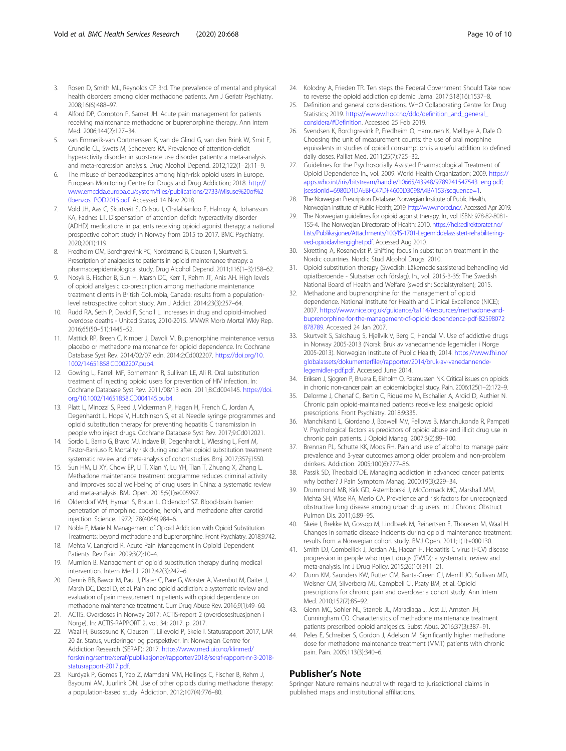3. Rosen D, Smith ML, Reynolds CF 3rd. The prevalence of mental and physical health disorders among older methadone patients. Am J Geriatr Psychiatry. 2008;16(6):488–97.
4. Alford DP, Compton P, Samet JH. Acute pain management for patients receiving maintenance methadone or buprenorphine therapy. Ann Intern Med. 2006;144(2):127–34.
5. van Emmerik-van Oortmerssen K, van de Glind G, van den Brink W, Smit F, Crunelle CL, Swets M, Schoevers RA. Prevalence of attention-deficit hyperactivity disorder in substance use disorder patients: a meta-analysis and meta-regression analysis. Drug Alcohol Depend. 2012;122(1–2):11–9.
6. The misuse of benzodiazepines among high-risk opioid users in Europe. European Monitoring Centre for Drugs and Drug Addiction; 2018. http://www.emcdda.europa.eu/system/files/publications/2733/Misuse%20of%20benzos_POD2015.pdf. Accessed 14 Nov 2018.
7. Vold JH, Aas C, Skurtveit S, Odsbu I, Chalabianloo F, Halmoy A, Johansson KA, Fadnes LT. Dispensation of attention deficit hyperactivity disorder (ADHD) medications in patients receiving opioid agonist therapy; a national prospective cohort study in Norway from 2015 to 2017. BMC Psychiatry. 2020;20(1):119.
8. Fredheim OM, Borchgrevink PC, Nordstrand B, Clausen T, Skurtveit S. Prescription of analgesics to patients in opioid maintenance therapy: a pharmacoepidemiological study. Drug Alcohol Depend. 2011;116(1–3):158–62.
9. Nosyk B, Fischer B, Sun H, Marsh DC, Kerr T, Rehm JT, Anis AH. High levels of opioid analgesic co-prescription among methadone maintenance treatment clients in British Columbia, Canada: results from a population-level retrospective cohort study. Am J Addict. 2014;23(3):257–64.
10. Rudd RA, Seth P, David F, Scholl L. Increases in drug and opioid-involved overdose deaths - United States, 2010-2015. MMWR Morb Mortal Wkly Rep. 2016;65(50–51):1445–52.
11. Mattick RP, Breen C, Kimber J, Davoli M. Buprenorphine maintenance versus placebo or methadone maintenance for opioid dependence. In: Cochrane Database Syst Rev. 2014/02/07 edn. 2014;2:Cd002207. https://doi.org/10.1002/14651858.CD002207.pub4.
12. Gowing L, Farrell MF, Bornemann R, Sullivan LE, Ali R. Oral substitution treatment of injecting opioid users for prevention of HIV infection. In: Cochrane Database Syst Rev. 2011/08/13 edn. 2011;8:Cd004145. https://doi.org/10.1002/14651858.CD004145.pub4.
13. Platt L, Minozzi S, Reed J, Vickerman P, Hagan H, French C, Jordan A, Degenhardt L, Hope V, Hutchinson S, et al. Needle syringe programmes and opioid substitution therapy for preventing hepatitis C transmission in people who inject drugs. Cochrane Database Syst Rev. 2017;9:Cd012021.
14. Sordo L, Barrio G, Bravo MJ, Indave BI, Degenhardt L, Wiessing L, Ferri M, Pastor-Barriuso R. Mortality risk during and after opioid substitution treatment: systematic review and meta-analysis of cohort studies. Bmj. 2017;357:j1550.
15. Sun HM, Li XY, Chow EP, Li T, Xian Y, Lu YH, Tian T, Zhuang X, Zhang L. Methadone maintenance treatment programme reduces criminal activity and improves social well-being of drug users in China: a systematic review and meta-analysis. BMJ Open. 2015;5(1):e005997.
16. Oldendorf WH, Hyman S, Braun L, Oldendorf SZ. Blood-brain barrier: penetration of morphine, codeine, heroin, and methadone after carotid injection. Science. 1972;178(4064):984–6.
17. Noble F, Marie N. Management of Opioid Addiction with Opioid Substitution Treatments: beyond methadone and buprenorphine. Front Psychiatry. 2018;9:742.
18. Mehta V, Langford R. Acute Pain Management in Opioid Dependent Patients. Rev Pain. 2009;3(2):10–4.
19. Murnion B. Management of opioid substitution therapy during medical intervention. Intern Med J. 2012;42(3):242–6.
20. Dennis BB, Bawor M, Paul J, Plater C, Pare G, Worster A, Varenbut M, Daiter J, Marsh DC, Desai D, et al. Pain and opioid addiction: a systematic review and evaluation of pain measurement in patients with opioid dependence on methadone maintenance treatment. Curr Drug Abuse Rev. 2016;9(1):49–60.
21. ACTIS. Overdoses in Norway 2017: ACTIS-report 2 (overdosesituasjonen i Norge). In: ACTIS-RAPPORT 2, vol. 34; 2017. p. 2017.
22. Waal H, Bussesund K, Clausen T, Lillevold P, Skeie I. Statusrapport 2017, LAR 20 år. Status, vurderinger og perspektiver. In: Norwegian Centre for Addiction Research (SERAF); 2017. https://www.med.uio.no/klinmed/forskning/sentre/seraf/publikasjoner/rapporter/2018/seraf-rapport-nr-3-2018-statusrapport-2017.pdf.
23. Kurdyak P, Gomes T, Yao Z, Mamdani MM, Hellings C, Fischer B, Rehm J, Bayoumi AM, Juurlink DN. Use of other opioids during methadone therapy: a population-based study. Addiction. 2012;107(4):776–80.
24. Kolodny A, Frieden TR. Ten steps the Federal Government Should Take now to reverse the opioid addiction epidemic. Jama. 2017;318(16):1537–8.
25. Definition and general considerations. WHO Collaborating Centre for Drug Statistics; 2019. https://wwww.hoccno/ddd/definition_and_general_considera/#Definition. Accessed 25 Feb 2019.
26. Svendsen K, Borchgrevink P, Fredheim O, Hamunen K, Mellbye A, Dale O. Choosing the unit of measurement counts: the use of oral morphine equivalents in studies of opioid consumption is a useful addition to defined daily doses. Palliat Med. 2011;25(7):725–32.
27. Guidelines for the Psychosocially Assisted Pharmacological Treatment of Opioid Dependence In., vol. 2009. World Health Organization; 2009. https://apps.who.int/iris/bitstream/handle/10665/43948/9789241547543_eng.pdf;jsessionid=6980D1DAEBFC47DF4600D3098A4BA153?sequence=1.
28. The Norwegian Prescription Database. Norwegian Institute of Public Health, Norwegian Institute of Public Health; 2019. http://www.norpd.no/. Accessed Apr 2019.
29. The Norwegian guidelines for opioid agonist therapy. In., vol. ISBN: 978-82-8081-155-4. The Norwegian Directorate of Health; 2010. https://helsedirektoratet.no/Lists/Publikasjoner/Attachments/100/IS-1701-Legemiddelassistert-rehabilitering-ved-opioidavhengighet.pdf. Accessed Aug 2010.
30. Skretting A, Rosenqvist P. Shifting focus in substitution treatment in the Nordic countries. Nordic Stud Alcohol Drugs. 2010.
31. Opioid substitution therapy (Swedish: Läkemedelsassisterad behandling vid opiatberoende - Slutsatser och förslag). In., vol. 2015-3-35: The Swedish National Board of Health and Welfare (swedish: Socialstyrelsen); 2015.
32. Methadone and buprenorphine for the management of opioid dependence. National Institute for Health and Clinical Excellence (NICE); 2007. https://www.nice.org.uk/guidance/ta114/resources/methadone-and-buprenorphine-for-the-management-of-opioid-dependence-pdf-82598072878789. Accessed 24 Jan 2007.
33. Skurtveit S, Sakshaug S, Hjellvik V, Berg C, Handal M. Use of addictive drugs in Norway 2005-2013 (Norsk: Bruk av vanedannende legemidler i Norge 2005-2013). Norwegian Institute of Public Health; 2014. https://www.fhi.no/globalassets/dokumenterfiler/rapporter/2014/bruk-av-vanedannende-legemidler-pdf.pdf. Accessed June 2014.
34. Eriksen J, Sjogren P, Bruera E, Ekholm O, Rasmussen NK. Critical issues on opioids in chronic non-cancer pain: an epidemiological study. Pain. 2006;125(1–2):172–9.
35. Delorme J, Chenaf C, Bertin C, Riquelme M, Eschalier A, Ardid D, Authier N. Chronic pain opioid-maintained patients receive less analgesic opioid prescriptions. Front Psychiatry. 2018;9:335.
36. Manchikanti L, Giordano J, Boswell MV, Fellows B, Manchukonda R, Pampati V. Psychological factors as predictors of opioid abuse and illicit drug use in chronic pain patients. J Opioid Manag. 2007;3(2):89–100.
37. Brennan PL, Schutte KK, Moos RH. Pain and use of alcohol to manage pain: prevalence and 3-year outcomes among older problem and non-problem drinkers. Addiction. 2005;100(6):777–86.
38. Passik SD, Theobald DE. Managing addiction in advanced cancer patients: why bother? J Pain Symptom Manag. 2000;19(3):229–34.
39. Drummond MB, Kirk GD, Astemborski J, McCormack MC, Marshall MM, Mehta SH, Wise RA, Merlo CA. Prevalence and risk factors for unrecognized obstructive lung disease among urban drug users. Int J Chronic Obstruct Pulmon Dis. 2011;6:89–95.
40. Skeie I, Brekke M, Gossop M, Lindbaek M, Reinertsen E, Thoresen M, Waal H. Changes in somatic disease incidents during opioid maintenance treatment: results from a Norwegian cohort study. BMJ Open. 2011;1(1):e000130.
41. Smith DJ, Combellick J, Jordan AE, Hagan H. Hepatitis C virus (HCV) disease progression in people who inject drugs (PWID): a systematic review and meta-analysis. Int J Drug Policy. 2015;26(10):911–21.
42. Dunn KM, Saunders KW, Rutter CM, Banta-Green CJ, Merrill JO, Sullivan MD, Weisner CM, Silverberg MJ, Campbell CI, Psaty BM, et al. Opioid prescriptions for chronic pain and overdose: a cohort study. Ann Intern Med. 2010;152(2):85–92.
43. Glenn MC, Sohler NL, Starrels JL, Maradiaga J, Jost JJ, Arnsten JH, Cunningham CO. Characteristics of methadone maintenance treatment patients prescribed opioid analgesics. Subst Abus. 2016;37(3):387–91.
44. Peles E, Schreiber S, Gordon J, Adelson M. Significantly higher methadone dose for methadone maintenance treatment (MMT) patients with chronic pain. Pain. 2005;113(3):340–6.

## Publisher's Note

Springer Nature remains neutral with regard to jurisdictional claims in published maps and institutional affiliations.